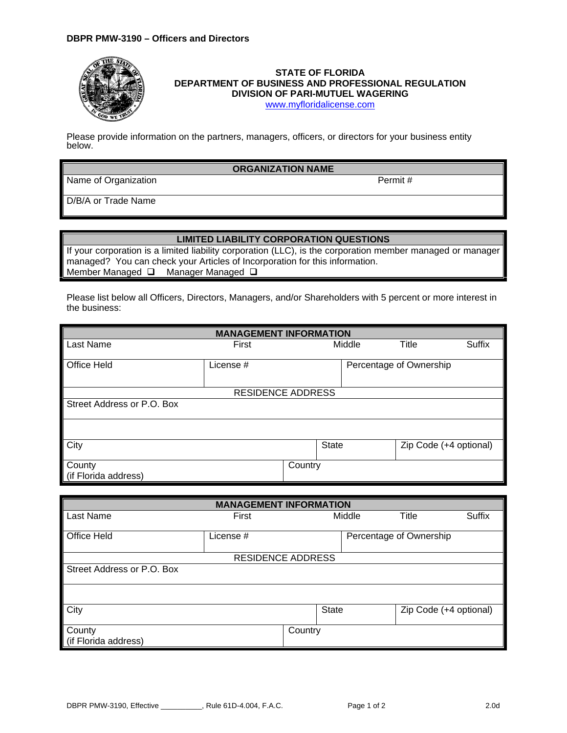**DBPR PMW-3190 – Officers and Directors**

**STATE OF FLORIDA**
**DEPARTMENT OF BUSINESS AND PROFESSIONAL REGULATION**
**DIVISION OF PARI-MUTUEL WAGERING**
www.myfloridalicense.com

Please provide information on the partners, managers, officers, or directors for your business entity below.

| ORGANIZATION NAME | |
|---|---|
| Name of Organization | Permit # |
| D/B/A or Trade Name | |

| LIMITED LIABILITY CORPORATION QUESTIONS |
|---|
| If your corporation is a limited liability corporation (LLC), is the corporation member managed or manager managed? You can check your Articles of Incorporation for this information. |
| Member Managed ☐ Manager Managed ☐ |

Please list below all Officers, Directors, Managers, and/or Shareholders with 5 percent or more interest in the business:

| MANAGEMENT INFORMATION | | | | |
|---|---|---|---|---|
| Last Name | First | Middle | Title | Suffix |
| Office Held | License # | Percentage of Ownership | | |
| RESIDENCE ADDRESS | | | | |
| Street Address or P.O. Box | | | | |
| | | | | |
| City | State | Zip Code (+4 optional) | | |
| County (if Florida address) | Country | | | |

| MANAGEMENT INFORMATION | | | | |
|---|---|---|---|---|
| Last Name | First | Middle | Title | Suffix |
| Office Held | License # | Percentage of Ownership | | |
| RESIDENCE ADDRESS | | | | |
| Street Address or P.O. Box | | | | |
| | | | | |
| City | State | Zip Code (+4 optional) | | |
| County (if Florida address) | Country | | | |

DBPR PMW-3190, Effective __________, Rule 61D-4.004, F.A.C. 2.0d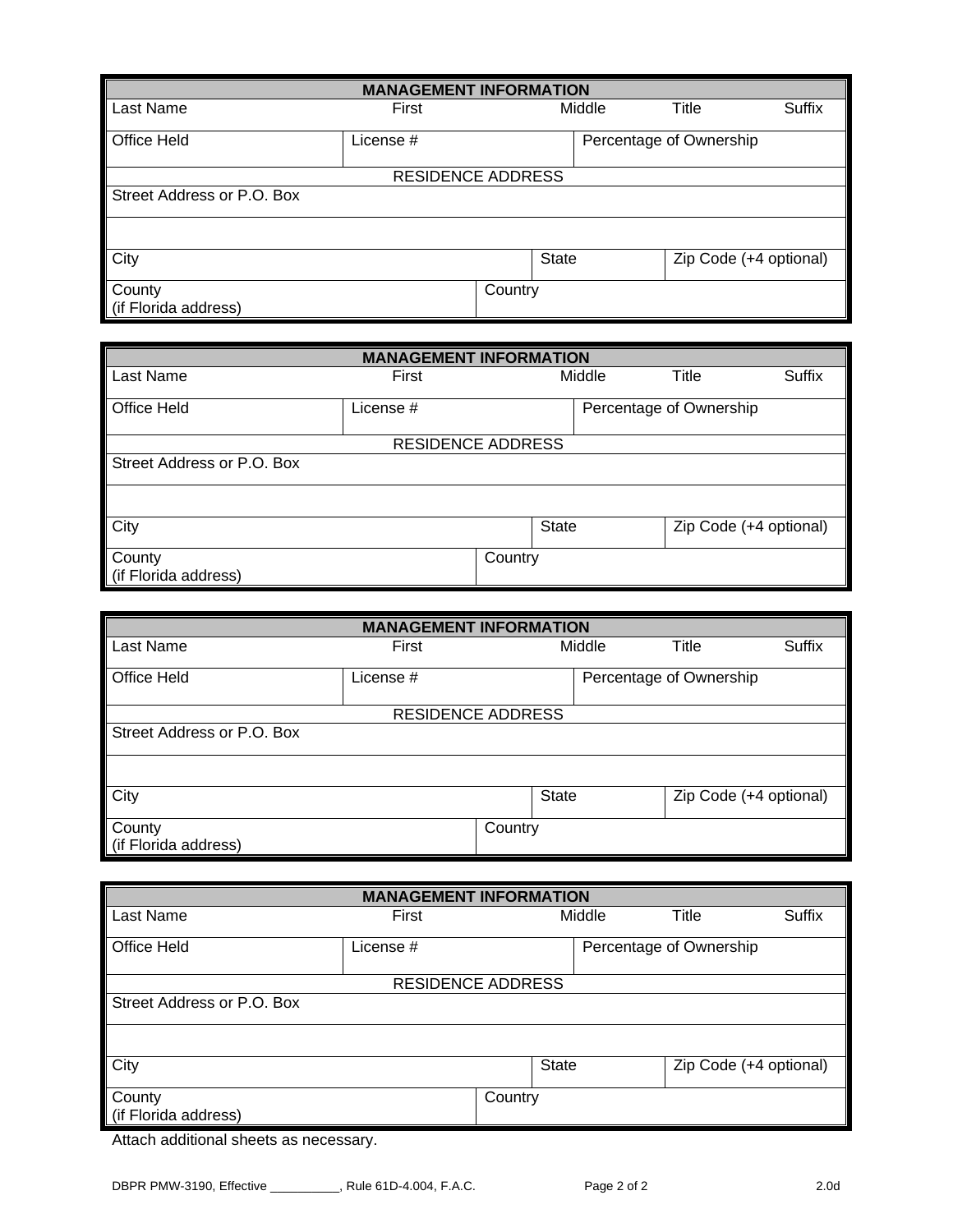| MANAGEMENT INFORMATION | | | | |
|---|---|---|---|---|
| Last Name | First | Middle | Title | Suffix |
| Office Held | License # | Percentage of Ownership | | |
| RESIDENCE ADDRESS | | | | |
| Street Address or P.O. Box | | | | |
| | | | | |
| City | | State | Zip Code (+4 optional) | |
| County (if Florida address) | Country | | | |

| MANAGEMENT INFORMATION | | | | |
|---|---|---|---|---|
| Last Name | First | Middle | Title | Suffix |
| Office Held | License # | Percentage of Ownership | | |
| RESIDENCE ADDRESS | | | | |
| Street Address or P.O. Box | | | | |
| | | | | |
| City | | State | Zip Code (+4 optional) | |
| County (if Florida address) | Country | | | |

| MANAGEMENT INFORMATION | | | | |
|---|---|---|---|---|
| Last Name | First | Middle | Title | Suffix |
| Office Held | License # | Percentage of Ownership | | |
| RESIDENCE ADDRESS | | | | |
| Street Address or P.O. Box | | | | |
| | | | | |
| City | | State | Zip Code (+4 optional) | |
| County (if Florida address) | Country | | | |

| MANAGEMENT INFORMATION | | | | |
|---|---|---|---|---|
| Last Name | First | Middle | Title | Suffix |
| Office Held | License # | Percentage of Ownership | | |
| RESIDENCE ADDRESS | | | | |
| Street Address or P.O. Box | | | | |
| | | | | |
| City | | State | Zip Code (+4 optional) | |
| County (if Florida address) | Country | | | |

Attach additional sheets as necessary.

DBPR PMW-3190, Effective __________, Rule 61D-4.004, F.A.C. 2.0d